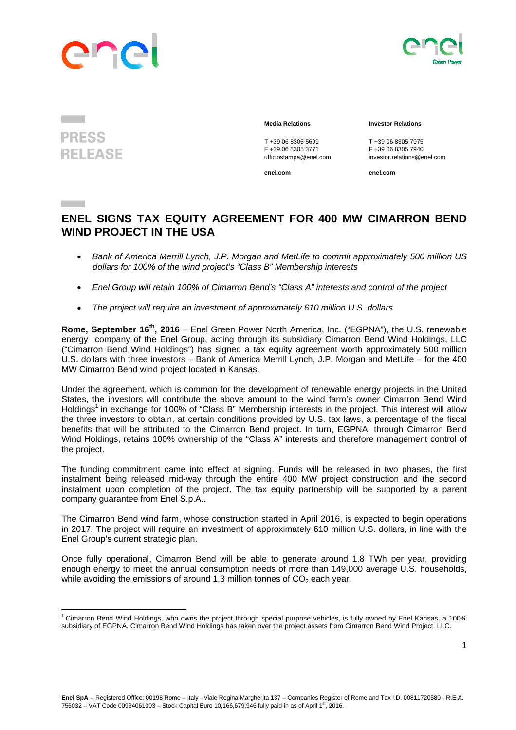**PRESS RELEASE**

| Media Relations | Investor Relations |
| --- | --- |
| T +39 06 8305 5699 | T +39 06 8305 7975 |
| F +39 06 8305 3771 | F +39 06 8305 7940 |
| ufficiostampa@enel.com | investor.relations@enel.com |
| **enel.com** | **enel.com** |

# ENEL SIGNS TAX EQUITY AGREEMENT FOR 400 MW CIMARRON BEND WIND PROJECT IN THE USA

- *Bank of America Merrill Lynch, J.P. Morgan and MetLife to commit approximately 500 million US dollars for 100% of the wind project's "Class B" Membership interests*
- *Enel Group will retain 100% of Cimarron Bend's "Class A" interests and control of the project*
- *The project will require an investment of approximately 610 million U.S. dollars*

**Rome, September 16th, 2016** – Enel Green Power North America, Inc. ("EGPNA"), the U.S. renewable energy company of the Enel Group, acting through its subsidiary Cimarron Bend Wind Holdings, LLC ("Cimarron Bend Wind Holdings") has signed a tax equity agreement worth approximately 500 million U.S. dollars with three investors – Bank of America Merrill Lynch, J.P. Morgan and MetLife – for the 400 MW Cimarron Bend wind project located in Kansas.

Under the agreement, which is common for the development of renewable energy projects in the United States, the investors will contribute the above amount to the wind farm's owner Cimarron Bend Wind Holdings[1] in exchange for 100% of "Class B" Membership interests in the project. This interest will allow the three investors to obtain, at certain conditions provided by U.S. tax laws, a percentage of the fiscal benefits that will be attributed to the Cimarron Bend project. In turn, EGPNA, through Cimarron Bend Wind Holdings, retains 100% ownership of the "Class A" interests and therefore management control of the project.

The funding commitment came into effect at signing. Funds will be released in two phases, the first instalment being released mid-way through the entire 400 MW project construction and the second instalment upon completion of the project. The tax equity partnership will be supported by a parent company guarantee from Enel S.p.A..

The Cimarron Bend wind farm, whose construction started in April 2016, is expected to begin operations in 2017. The project will require an investment of approximately 610 million U.S. dollars, in line with the Enel Group's current strategic plan.

Once fully operational, Cimarron Bend will be able to generate around 1.8 TWh per year, providing enough energy to meet the annual consumption needs of more than 149,000 average U.S. households, while avoiding the emissions of around 1.3 million tonnes of $CO_2$ each year.

[1] Cimarron Bend Wind Holdings, who owns the project through special purpose vehicles, is fully owned by Enel Kansas, a 100% subsidiary of EGPNA. Cimarron Bend Wind Holdings has taken over the project assets from Cimarron Bend Wind Project, LLC.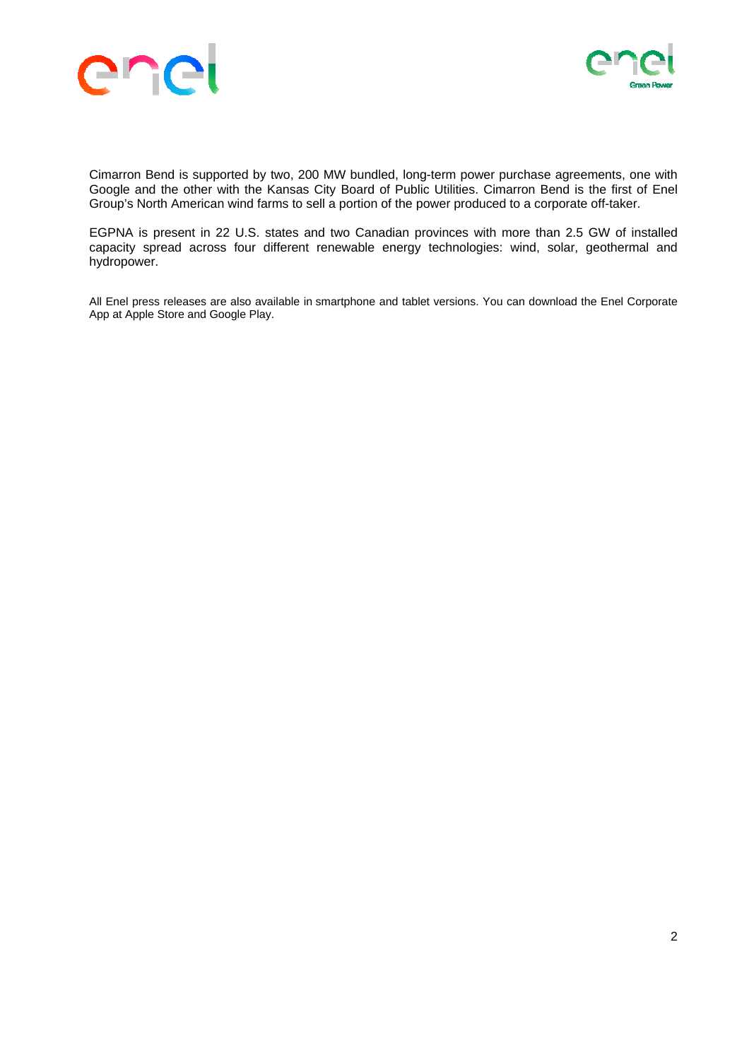Cimarron Bend is supported by two, 200 MW bundled, long-term power purchase agreements, one with Google and the other with the Kansas City Board of Public Utilities. Cimarron Bend is the first of Enel Group's North American wind farms to sell a portion of the power produced to a corporate off-taker.

EGPNA is present in 22 U.S. states and two Canadian provinces with more than 2.5 GW of installed capacity spread across four different renewable energy technologies: wind, solar, geothermal and hydropower.

All Enel press releases are also available in smartphone and tablet versions. You can download the Enel Corporate App at Apple Store and Google Play.